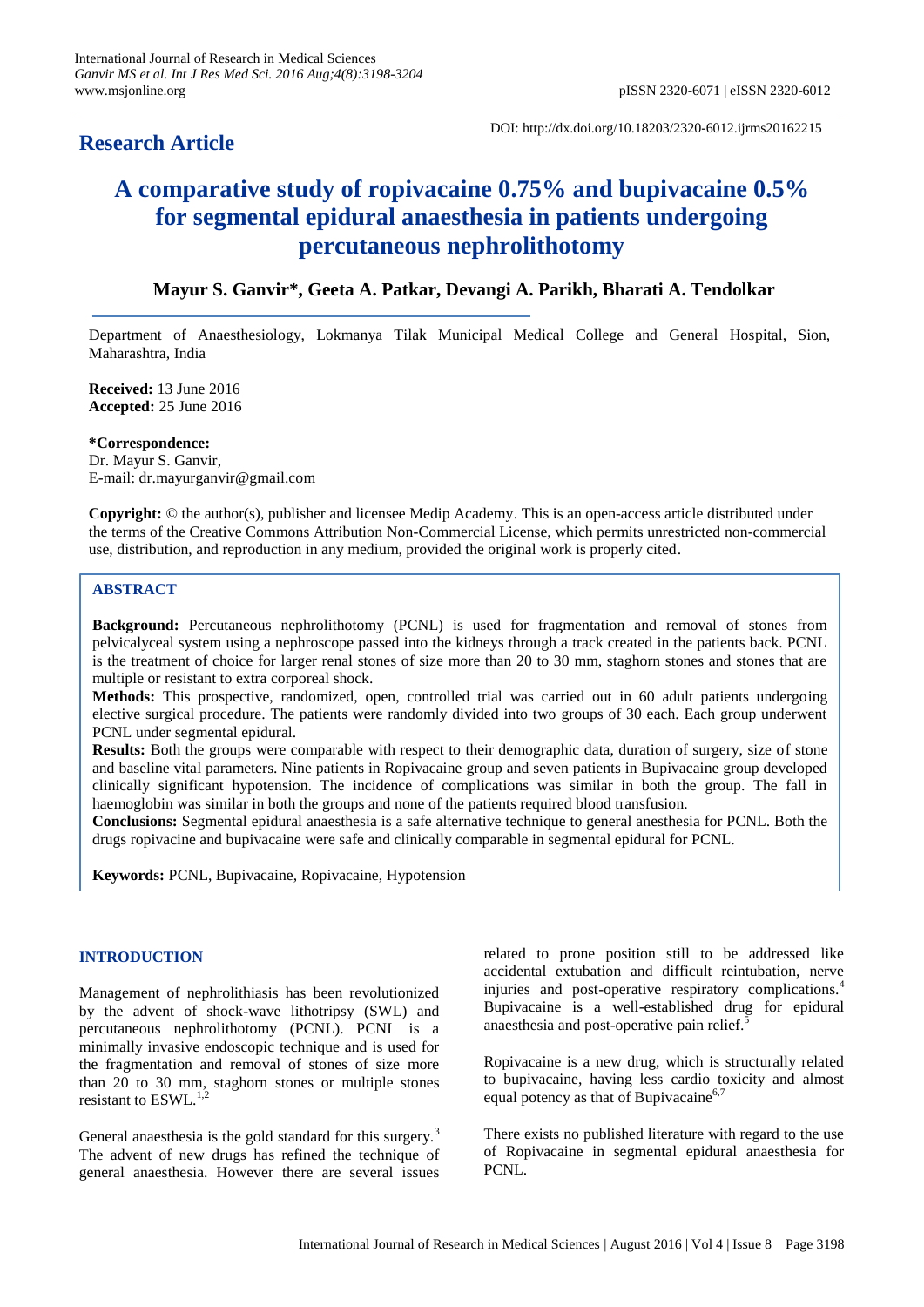**Research Article**

DOI: http://dx.doi.org/10.18203/2320-6012.ijrms20162215

# A comparative study of ropivacaine 0.75% and bupivacaine 0.5% for segmental epidural anaesthesia in patients undergoing percutaneous nephrolithotomy

**Mayur S. Ganvir*, Geeta A. Patkar, Devangi A. Parikh, Bharati A. Tendolkar**

Department of Anaesthesiology, Lokmanya Tilak Municipal Medical College and General Hospital, Sion, Maharashtra, India

**Received:** 13 June 2016
**Accepted:** 25 June 2016

***Correspondence:**
Dr. Mayur S. Ganvir,
E-mail: dr.mayurganvir@gmail.com

**Copyright:** © the author(s), publisher and licensee Medip Academy. This is an open-access article distributed under the terms of the Creative Commons Attribution Non-Commercial License, which permits unrestricted non-commercial use, distribution, and reproduction in any medium, provided the original work is properly cited.

## ABSTRACT

**Background:** Percutaneous nephrolithotomy (PCNL) is used for fragmentation and removal of stones from pelvicalyceal system using a nephroscope passed into the kidneys through a track created in the patients back. PCNL is the treatment of choice for larger renal stones of size more than 20 to 30 mm, staghorn stones and stones that are multiple or resistant to extra corporeal shock.

**Methods:** This prospective, randomized, open, controlled trial was carried out in 60 adult patients undergoing elective surgical procedure. The patients were randomly divided into two groups of 30 each. Each group underwent PCNL under segmental epidural.

**Results:** Both the groups were comparable with respect to their demographic data, duration of surgery, size of stone and baseline vital parameters. Nine patients in Ropivacaine group and seven patients in Bupivacaine group developed clinically significant hypotension. The incidence of complications was similar in both the group. The fall in haemoglobin was similar in both the groups and none of the patients required blood transfusion.

**Conclusions:** Segmental epidural anaesthesia is a safe alternative technique to general anesthesia for PCNL. Both the drugs ropivacine and bupivacaine were safe and clinically comparable in segmental epidural for PCNL.

**Keywords:** PCNL, Bupivacaine, Ropivacaine, Hypotension

## INTRODUCTION

Management of nephrolithiasis has been revolutionized by the advent of shock-wave lithotripsy (SWL) and percutaneous nephrolithotomy (PCNL). PCNL is a minimally invasive endoscopic technique and is used for the fragmentation and removal of stones of size more than 20 to 30 mm, staghorn stones or multiple stones resistant to ESWL.[1,2]

General anaesthesia is the gold standard for this surgery.[3] The advent of new drugs has refined the technique of general anaesthesia. However there are several issues related to prone position still to be addressed like accidental extubation and difficult reintubation, nerve injuries and post-operative respiratory complications.[4] Bupivacaine is a well-established drug for epidural anaesthesia and post-operative pain relief.[5]

Ropivacaine is a new drug, which is structurally related to bupivacaine, having less cardio toxicity and almost equal potency as that of Bupivacaine[6,7]

There exists no published literature with regard to the use of Ropivacaine in segmental epidural anaesthesia for PCNL.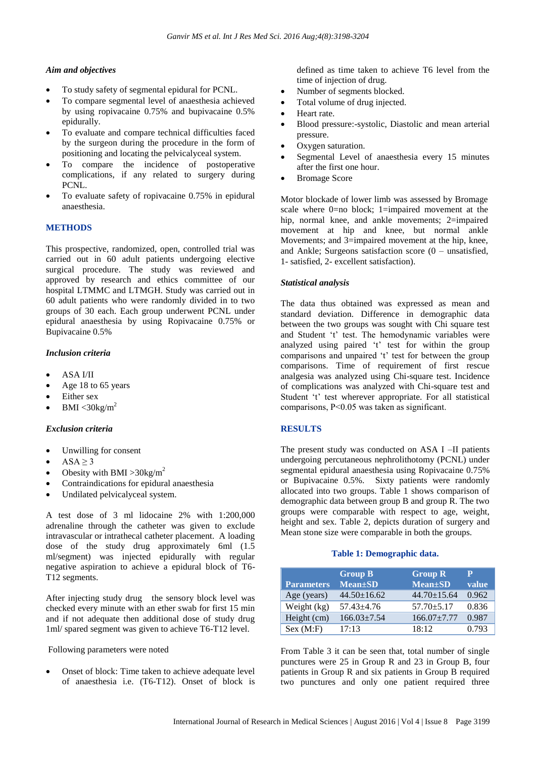### *Aim and objectives*

- To study safety of segmental epidural for PCNL.
- To compare segmental level of anaesthesia achieved by using ropivacaine 0.75% and bupivacaine 0.5% epidurally.
- To evaluate and compare technical difficulties faced by the surgeon during the procedure in the form of positioning and locating the pelvicalyceal system.
- To compare the incidence of postoperative complications, if any related to surgery during PCNL.
- To evaluate safety of ropivacaine 0.75% in epidural anaesthesia.

## METHODS

This prospective, randomized, open, controlled trial was carried out in 60 adult patients undergoing elective surgical procedure. The study was reviewed and approved by research and ethics committee of our hospital LTMMC and LTMGH. Study was carried out in 60 adult patients who were randomly divided in to two groups of 30 each. Each group underwent PCNL under epidural anaesthesia by using Ropivacaine 0.75% or Bupivacaine 0.5%

### *Inclusion criteria*

- ASA I/II
- Age 18 to 65 years
- Either sex
- BMI <30kg/m$^2$

### *Exclusion criteria*

- Unwilling for consent
- ASA ≥ 3
- Obesity with BMI >30kg/m$^2$
- Contraindications for epidural anaesthesia
- Undilated pelvicalyceal system.

A test dose of 3 ml lidocaine 2% with 1:200,000 adrenaline through the catheter was given to exclude intravascular or intrathecal catheter placement. A loading dose of the study drug approximately 6ml (1.5 ml/segment) was injected epidurally with regular negative aspiration to achieve a epidural block of T6-T12 segments.

After injecting study drug the sensory block level was checked every minute with an ether swab for first 15 min and if not adequate then additional dose of study drug 1ml/ spared segment was given to achieve T6-T12 level.

Following parameters were noted

- Onset of block: Time taken to achieve adequate level of anaesthesia i.e. (T6-T12). Onset of block is defined as time taken to achieve T6 level from the time of injection of drug.
- Number of segments blocked.
- Total volume of drug injected.
- Heart rate.
- Blood pressure:-systolic, Diastolic and mean arterial pressure.
- Oxygen saturation.
- Segmental Level of anaesthesia every 15 minutes after the first one hour.
- Bromage Score

Motor blockade of lower limb was assessed by Bromage scale where 0=no block; 1=impaired movement at the hip, normal knee, and ankle movements; 2=impaired movement at hip and knee, but normal ankle Movements; and 3=impaired movement at the hip, knee, and Ankle; Surgeons satisfaction score (0 – unsatisfied, 1- satisfied, 2- excellent satisfaction).

### *Statistical analysis*

The data thus obtained was expressed as mean and standard deviation. Difference in demographic data between the two groups was sought with Chi square test and Student 't' test. The hemodynamic variables were analyzed using paired 't' test for within the group comparisons and unpaired 't' test for between the group comparisons. Time of requirement of first rescue analgesia was analyzed using Chi-square test. Incidence of complications was analyzed with Chi-square test and Student 't' test wherever appropriate. For all statistical comparisons, P<0.05 was taken as significant.

## RESULTS

The present study was conducted on ASA I –II patients undergoing percutaneous nephrolithotomy (PCNL) under segmental epidural anaesthesia using Ropivacaine 0.75% or Bupivacaine 0.5%. Sixty patients were randomly allocated into two groups. Table 1 shows comparison of demographic data between group B and group R. The two groups were comparable with respect to age, weight, height and sex. Table 2, depicts duration of surgery and Mean stone size were comparable in both the groups.

**Table 1: Demographic data.**

| Parameters | Group B Mean±SD | Group R Mean±SD | P value |
|---|---|---|---|
| Age (years) | 44.50±16.62 | 44.70±15.64 | 0.962 |
| Weight (kg) | 57.43±4.76 | 57.70±5.17 | 0.836 |
| Height (cm) | 166.03±7.54 | 166.07±7.77 | 0.987 |
| Sex (M:F) | 17:13 | 18:12 | 0.793 |

From Table 3 it can be seen that, total number of single punctures were 25 in Group R and 23 in Group B, four patients in Group R and six patients in Group B required two punctures and only one patient required three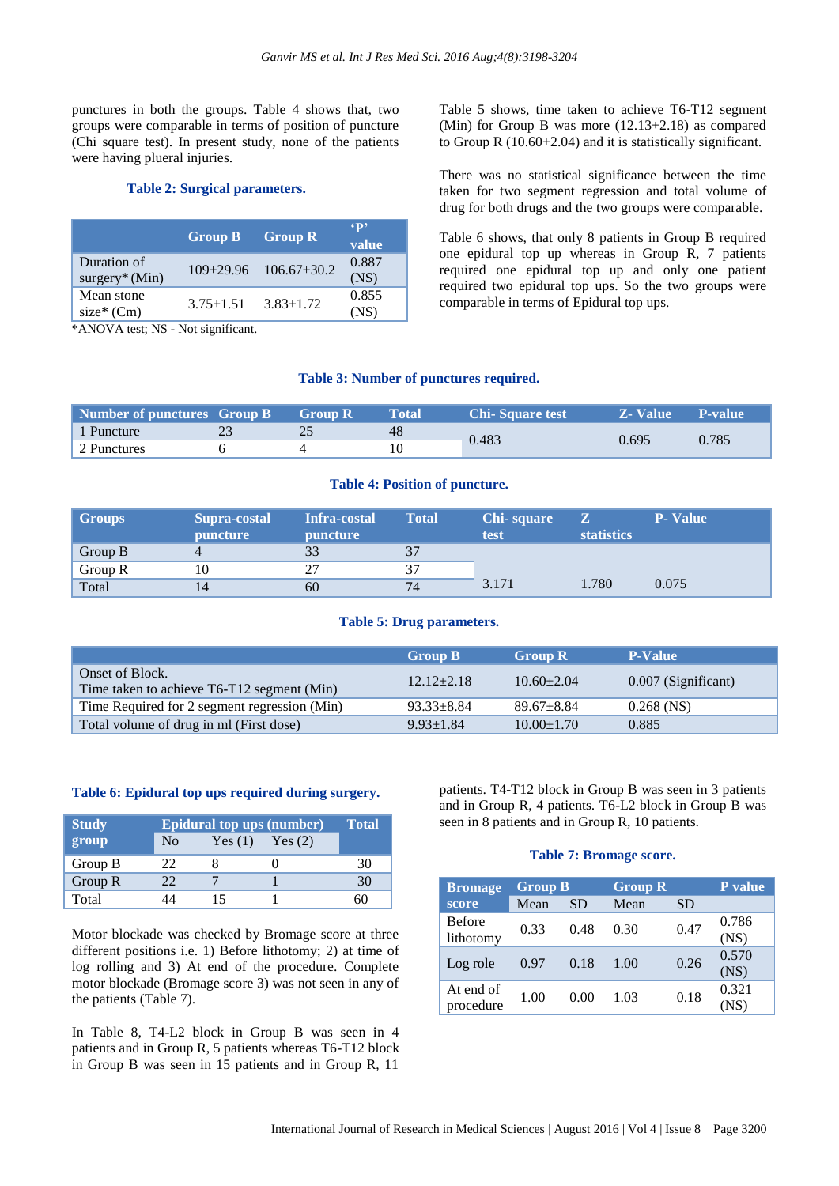punctures in both the groups. Table 4 shows that, two groups were comparable in terms of position of puncture (Chi square test). In present study, none of the patients were having plueral injuries.

**Table 2: Surgical parameters.**

| | Group B | Group R | 'P' value |
|---|---|---|---|
| Duration of surgery* (Min) | 109±29.96 | 106.67±30.2 | 0.887 (NS) |
| Mean stone size* (Cm) | 3.75±1.51 | 3.83±1.72 | 0.855 (NS) |

*ANOVA test; NS - Not significant.

Table 5 shows, time taken to achieve T6-T12 segment (Min) for Group B was more (12.13+2.18) as compared to Group R (10.60+2.04) and it is statistically significant.

There was no statistical significance between the time taken for two segment regression and total volume of drug for both drugs and the two groups were comparable.

Table 6 shows, that only 8 patients in Group B required one epidural top up whereas in Group R, 7 patients required one epidural top up and only one patient required two epidural top ups. So the two groups were comparable in terms of Epidural top ups.

**Table 3: Number of punctures required.**

| Number of punctures | Group B | Group R | Total | Chi- Square test | Z- Value | P-value |
|---|---|---|---|---|---|---|
| 1 Puncture | 23 | 25 | 48 | 0.483 | 0.695 | 0.785 |
| 2 Punctures | 6 | 4 | 10 | | | |

**Table 4: Position of puncture.**

| Groups | Supra-costal puncture | Infra-costal puncture | Total | Chi- square test | Z statistics | P- Value |
|---|---|---|---|---|---|---|
| Group B | 4 | 33 | 37 | | | |
| Group R | 10 | 27 | 37 | | | |
| Total | 14 | 60 | 74 | 3.171 | 1.780 | 0.075 |

**Table 5: Drug parameters.**

| | Group B | Group R | P-Value |
|---|---|---|---|
| Onset of Block. Time taken to achieve T6-T12 segment (Min) | 12.12±2.18 | 10.60±2.04 | 0.007 (Significant) |
| Time Required for 2 segment regression (Min) | 93.33±8.84 | 89.67±8.84 | 0.268 (NS) |
| Total volume of drug in ml (First dose) | 9.93±1.84 | 10.00±1.70 | 0.885 |

**Table 6: Epidural top ups required during surgery.**

| Study group | Epidural top ups (number) | | | Total |
|---|---|---|---|---|
| | No | Yes (1) | Yes (2) | |
| Group B | 22 | 8 | 0 | 30 |
| Group R | 22 | 7 | 1 | 30 |
| Total | 44 | 15 | 1 | 60 |

Motor blockade was checked by Bromage score at three different positions i.e. 1) Before lithotomy; 2) at time of log rolling and 3) At end of the procedure. Complete motor blockade (Bromage score 3) was not seen in any of the patients (Table 7).

In Table 8, T4-L2 block in Group B was seen in 4 patients and in Group R, 5 patients whereas T6-T12 block in Group B was seen in 15 patients and in Group R, 11 patients. T4-T12 block in Group B was seen in 3 patients and in Group R, 4 patients. T6-L2 block in Group B was seen in 8 patients and in Group R, 10 patients.

**Table 7: Bromage score.**

| Bromage score | Group B | | Group R | | P value |
|---|---|---|---|---|---|
| | Mean | SD | Mean | SD | |
| Before lithotomy | 0.33 | 0.48 | 0.30 | 0.47 | 0.786 (NS) |
| Log role | 0.97 | 0.18 | 1.00 | 0.26 | 0.570 (NS) |
| At end of procedure | 1.00 | 0.00 | 1.03 | 0.18 | 0.321 (NS) |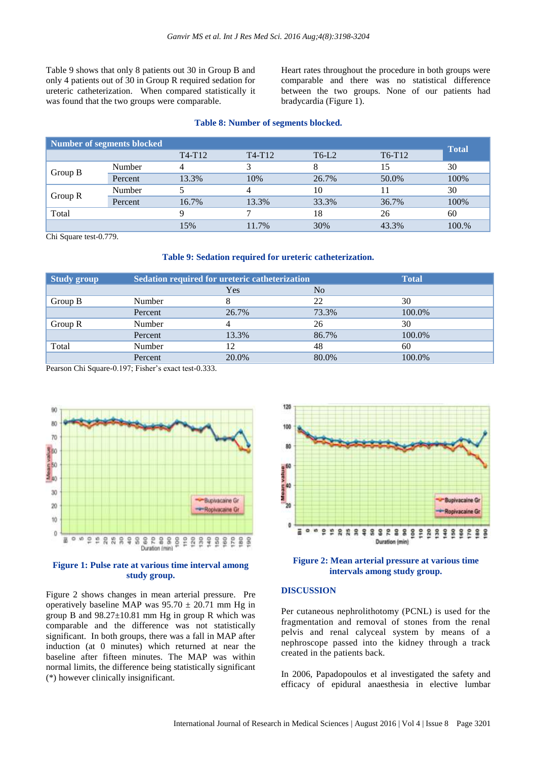Table 9 shows that only 8 patients out 30 in Group B and only 4 patients out of 30 in Group R required sedation for ureteric catheterization. When compared statistically it was found that the two groups were comparable.

Heart rates throughout the procedure in both groups were comparable and there was no statistical difference between the two groups. None of our patients had bradycardia (Figure 1).

**Table 8: Number of segments blocked.**

| Number of segments blocked | | | | | | Total |
|---|---|---|---|---|---|---|
| | | T4-T12 | T4-T12 | T6-L2 | T6-T12 | |
| Group B | Number | 4 | 3 | 8 | 15 | 30 |
| | Percent | 13.3% | 10% | 26.7% | 50.0% | 100% |
| Group R | Number | 5 | 4 | 10 | 11 | 30 |
| | Percent | 16.7% | 13.3% | 33.3% | 36.7% | 100% |
| Total | | 9 | 7 | 18 | 26 | 60 |
| | | 15% | 11.7% | 30% | 43.3% | 100.% |

Chi Square test-0.779.

**Table 9: Sedation required for ureteric catheterization.**

| Study group | Sedation required for ureteric catheterization | | | Total |
|---|---|---|---|---|
| | | Yes | No | |
| Group B | Number | 8 | 22 | 30 |
| | Percent | 26.7% | 73.3% | 100.0% |
| Group R | Number | 4 | 26 | 30 |
| | Percent | 13.3% | 86.7% | 100.0% |
| Total | Number | 12 | 48 | 60 |
| | Percent | 20.0% | 80.0% | 100.0% |

Pearson Chi Square-0.197; Fisher's exact test-0.333.

**Figure 1: Pulse rate at various time interval among study group.**

**Figure 2: Mean arterial pressure at various time intervals among study group.**

Figure 2 shows changes in mean arterial pressure. Pre operatively baseline MAP was 95.70 ± 20.71 mm Hg in group B and 98.27±10.81 mm Hg in group R which was comparable and the difference was not statistically significant. In both groups, there was a fall in MAP after induction (at 0 minutes) which returned at near the baseline after fifteen minutes. The MAP was within normal limits, the difference being statistically significant (*) however clinically insignificant.

## DISCUSSION

Per cutaneous nephrolithotomy (PCNL) is used for the fragmentation and removal of stones from the renal pelvis and renal calyceal system by means of a nephroscope passed into the kidney through a track created in the patients back.

In 2006, Papadopoulos et al investigated the safety and efficacy of epidural anaesthesia in elective lumbar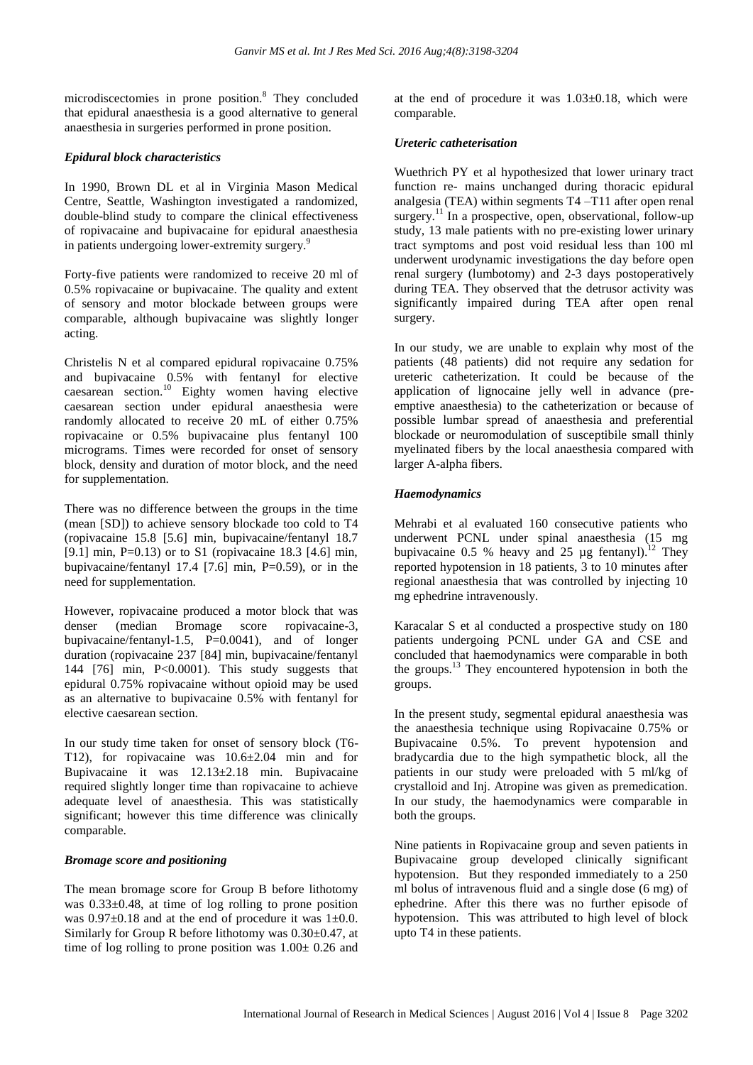microdiscectomies in prone position.[8] They concluded that epidural anaesthesia is a good alternative to general anaesthesia in surgeries performed in prone position.

### *Epidural block characteristics*

In 1990, Brown DL et al in Virginia Mason Medical Centre, Seattle, Washington investigated a randomized, double-blind study to compare the clinical effectiveness of ropivacaine and bupivacaine for epidural anaesthesia in patients undergoing lower-extremity surgery.[9]

Forty-five patients were randomized to receive 20 ml of 0.5% ropivacaine or bupivacaine. The quality and extent of sensory and motor blockade between groups were comparable, although bupivacaine was slightly longer acting.

Christelis N et al compared epidural ropivacaine 0.75% and bupivacaine 0.5% with fentanyl for elective caesarean section.[10] Eighty women having elective caesarean section under epidural anaesthesia were randomly allocated to receive 20 mL of either 0.75% ropivacaine or 0.5% bupivacaine plus fentanyl 100 micrograms. Times were recorded for onset of sensory block, density and duration of motor block, and the need for supplementation.

There was no difference between the groups in the time (mean [SD]) to achieve sensory blockade too cold to T4 (ropivacaine 15.8 [5.6] min, bupivacaine/fentanyl 18.7 [9.1] min, P=0.13) or to S1 (ropivacaine 18.3 [4.6] min, bupivacaine/fentanyl 17.4 [7.6] min, P=0.59), or in the need for supplementation.

However, ropivacaine produced a motor block that was denser (median Bromage score ropivacaine-3, bupivacaine/fentanyl-1.5, P=0.0041), and of longer duration (ropivacaine 237 [84] min, bupivacaine/fentanyl 144 [76] min, P<0.0001). This study suggests that epidural 0.75% ropivacaine without opioid may be used as an alternative to bupivacaine 0.5% with fentanyl for elective caesarean section.

In our study time taken for onset of sensory block (T6-T12), for ropivacaine was 10.6±2.04 min and for Bupivacaine it was 12.13±2.18 min. Bupivacaine required slightly longer time than ropivacaine to achieve adequate level of anaesthesia. This was statistically significant; however this time difference was clinically comparable.

### *Bromage score and positioning*

The mean bromage score for Group B before lithotomy was 0.33±0.48, at time of log rolling to prone position was 0.97±0.18 and at the end of procedure it was 1±0.0. Similarly for Group R before lithotomy was 0.30±0.47, at time of log rolling to prone position was 1.00± 0.26 and at the end of procedure it was 1.03±0.18, which were comparable.

### *Ureteric catheterisation*

Wuethrich PY et al hypothesized that lower urinary tract function re- mains unchanged during thoracic epidural analgesia (TEA) within segments T4 –T11 after open renal surgery.[11] In a prospective, open, observational, follow-up study, 13 male patients with no pre-existing lower urinary tract symptoms and post void residual less than 100 ml underwent urodynamic investigations the day before open renal surgery (lumbotomy) and 2-3 days postoperatively during TEA. They observed that the detrusor activity was significantly impaired during TEA after open renal surgery.

In our study, we are unable to explain why most of the patients (48 patients) did not require any sedation for ureteric catheterization. It could be because of the application of lignocaine jelly well in advance (pre-emptive anaesthesia) to the catheterization or because of possible lumbar spread of anaesthesia and preferential blockade or neuromodulation of susceptibile small thinly myelinated fibers by the local anaesthesia compared with larger A-alpha fibers.

### *Haemodynamics*

Mehrabi et al evaluated 160 consecutive patients who underwent PCNL under spinal anaesthesia (15 mg bupivacaine 0.5 % heavy and 25 µg fentanyl).[12] They reported hypotension in 18 patients, 3 to 10 minutes after regional anaesthesia that was controlled by injecting 10 mg ephedrine intravenously.

Karacalar S et al conducted a prospective study on 180 patients undergoing PCNL under GA and CSE and concluded that haemodynamics were comparable in both the groups.[13] They encountered hypotension in both the groups.

In the present study, segmental epidural anaesthesia was the anaesthesia technique using Ropivacaine 0.75% or Bupivacaine 0.5%. To prevent hypotension and bradycardia due to the high sympathetic block, all the patients in our study were preloaded with 5 ml/kg of crystalloid and Inj. Atropine was given as premedication. In our study, the haemodynamics were comparable in both the groups.

Nine patients in Ropivacaine group and seven patients in Bupivacaine group developed clinically significant hypotension. But they responded immediately to a 250 ml bolus of intravenous fluid and a single dose (6 mg) of ephedrine. After this there was no further episode of hypotension. This was attributed to high level of block upto T4 in these patients.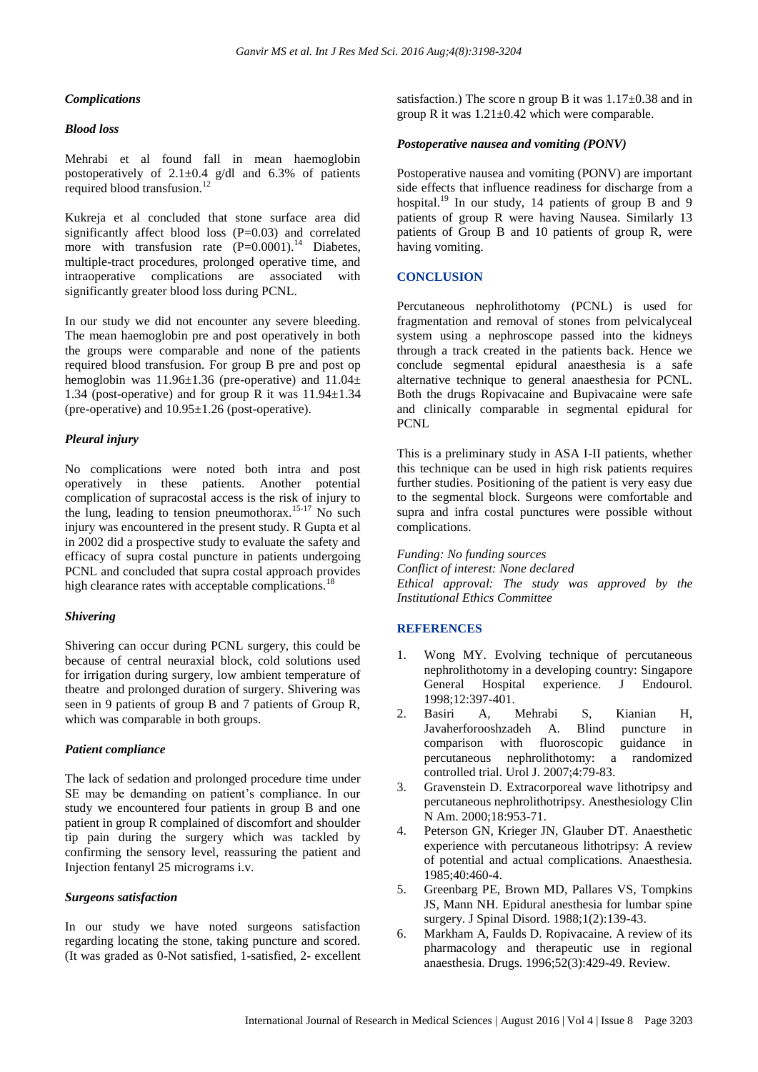### *Complications*

#### *Blood loss*

Mehrabi et al found fall in mean haemoglobin postoperatively of 2.1±0.4 g/dl and 6.3% of patients required blood transfusion.[12]

Kukreja et al concluded that stone surface area did significantly affect blood loss (P=0.03) and correlated more with transfusion rate (P=0.0001).[14] Diabetes, multiple-tract procedures, prolonged operative time, and intraoperative complications are associated with significantly greater blood loss during PCNL.

In our study we did not encounter any severe bleeding. The mean haemoglobin pre and post operatively in both the groups were comparable and none of the patients required blood transfusion. For group B pre and post op hemoglobin was 11.96±1.36 (pre-operative) and 11.04± 1.34 (post-operative) and for group R it was 11.94±1.34 (pre-operative) and 10.95±1.26 (post-operative).

#### *Pleural injury*

No complications were noted both intra and post operatively in these patients. Another potential complication of supracostal access is the risk of injury to the lung, leading to tension pneumothorax.[15-17] No such injury was encountered in the present study. R Gupta et al in 2002 did a prospective study to evaluate the safety and efficacy of supra costal puncture in patients undergoing PCNL and concluded that supra costal approach provides high clearance rates with acceptable complications.[18]

#### *Shivering*

Shivering can occur during PCNL surgery, this could be because of central neuraxial block, cold solutions used for irrigation during surgery, low ambient temperature of theatre and prolonged duration of surgery. Shivering was seen in 9 patients of group B and 7 patients of Group R, which was comparable in both groups.

#### *Patient compliance*

The lack of sedation and prolonged procedure time under SE may be demanding on patient's compliance. In our study we encountered four patients in group B and one patient in group R complained of discomfort and shoulder tip pain during the surgery which was tackled by confirming the sensory level, reassuring the patient and Injection fentanyl 25 micrograms i.v.

#### *Surgeons satisfaction*

In our study we have noted surgeons satisfaction regarding locating the stone, taking puncture and scored. (It was graded as 0-Not satisfied, 1-satisfied, 2- excellent satisfaction.) The score n group B it was 1.17±0.38 and in group R it was 1.21±0.42 which were comparable.

#### *Postoperative nausea and vomiting (PONV)*

Postoperative nausea and vomiting (PONV) are important side effects that influence readiness for discharge from a hospital.[19] In our study, 14 patients of group B and 9 patients of group R were having Nausea. Similarly 13 patients of Group B and 10 patients of group R, were having vomiting.

## CONCLUSION

Percutaneous nephrolithotomy (PCNL) is used for fragmentation and removal of stones from pelvicalyceal system using a nephroscope passed into the kidneys through a track created in the patients back. Hence we conclude segmental epidural anaesthesia is a safe alternative technique to general anaesthesia for PCNL. Both the drugs Ropivacaine and Bupivacaine were safe and clinically comparable in segmental epidural for PCNL

This is a preliminary study in ASA I-II patients, whether this technique can be used in high risk patients requires further studies. Positioning of the patient is very easy due to the segmental block. Surgeons were comfortable and supra and infra costal punctures were possible without complications.

*Funding: No funding sources*
*Conflict of interest: None declared*
*Ethical approval: The study was approved by the Institutional Ethics Committee*

## REFERENCES

1. Wong MY. Evolving technique of percutaneous nephrolithotomy in a developing country: Singapore General Hospital experience. J Endourol. 1998;12:397-401.
2. Basiri A, Mehrabi S, Kianian H, Javaherforooshzadeh A. Blind puncture in comparison with fluoroscopic guidance in percutaneous nephrolithotomy: a randomized controlled trial. Urol J. 2007;4:79-83.
3. Gravenstein D. Extracorporeal wave lithotripsy and percutaneous nephrolithotripsy. Anesthesiology Clin N Am. 2000;18:953-71.
4. Peterson GN, Krieger JN, Glauber DT. Anaesthetic experience with percutaneous lithotripsy: A review of potential and actual complications. Anaesthesia. 1985;40:460-4.
5. Greenbarg PE, Brown MD, Pallares VS, Tompkins JS, Mann NH. Epidural anesthesia for lumbar spine surgery. J Spinal Disord. 1988;1(2):139-43.
6. Markham A, Faulds D. Ropivacaine. A review of its pharmacology and therapeutic use in regional anaesthesia. Drugs. 1996;52(3):429-49. Review.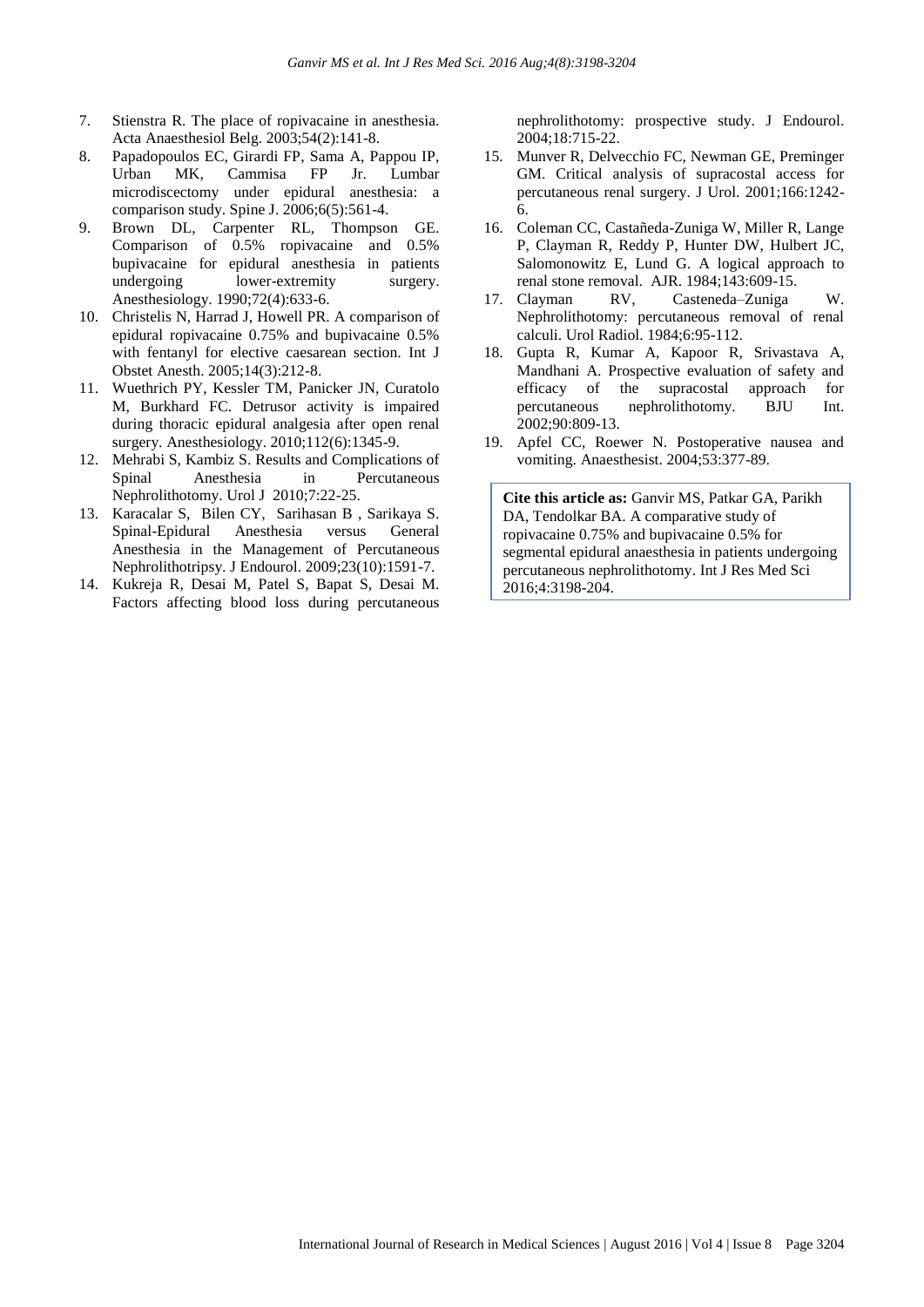7. Stienstra R. The place of ropivacaine in anesthesia. Acta Anaesthesiol Belg. 2003;54(2):141-8.
8. Papadopoulos EC, Girardi FP, Sama A, Pappou IP, Urban MK, Cammisa FP Jr. Lumbar microdiscectomy under epidural anesthesia: a comparison study. Spine J. 2006;6(5):561-4.
9. Brown DL, Carpenter RL, Thompson GE. Comparison of 0.5% ropivacaine and 0.5% bupivacaine for epidural anesthesia in patients undergoing lower-extremity surgery. Anesthesiology. 1990;72(4):633-6.
10. Christelis N, Harrad J, Howell PR. A comparison of epidural ropivacaine 0.75% and bupivacaine 0.5% with fentanyl for elective caesarean section. Int J Obstet Anesth. 2005;14(3):212-8.
11. Wuethrich PY, Kessler TM, Panicker JN, Curatolo M, Burkhard FC. Detrusor activity is impaired during thoracic epidural analgesia after open renal surgery. Anesthesiology. 2010;112(6):1345-9.
12. Mehrabi S, Kambiz S. Results and Complications of Spinal Anesthesia in Percutaneous Nephrolithotomy. Urol J 2010;7:22-25.
13. Karacalar S, Bilen CY, Sarihasan B , Sarikaya S. Spinal-Epidural Anesthesia versus General Anesthesia in the Management of Percutaneous Nephrolithotripsy. J Endourol. 2009;23(10):1591-7.
14. Kukreja R, Desai M, Patel S, Bapat S, Desai M. Factors affecting blood loss during percutaneous nephrolithotomy: prospective study. J Endourol. 2004;18:715-22.
15. Munver R, Delvecchio FC, Newman GE, Preminger GM. Critical analysis of supracostal access for percutaneous renal surgery. J Urol. 2001;166:1242-6.
16. Coleman CC, Castañeda-Zuniga W, Miller R, Lange P, Clayman R, Reddy P, Hunter DW, Hulbert JC, Salomonowitz E, Lund G. A logical approach to renal stone removal. AJR. 1984;143:609-15.
17. Clayman RV, Casteneda–Zuniga W. Nephrolithotomy: percutaneous removal of renal calculi. Urol Radiol. 1984;6:95-112.
18. Gupta R, Kumar A, Kapoor R, Srivastava A, Mandhani A. Prospective evaluation of safety and efficacy of the supracostal approach for percutaneous nephrolithotomy. BJU Int. 2002;90:809-13.
19. Apfel CC, Roewer N. Postoperative nausea and vomiting. Anaesthesist. 2004;53:377-89.

**Cite this article as:** Ganvir MS, Patkar GA, Parikh DA, Tendolkar BA. A comparative study of ropivacaine 0.75% and bupivacaine 0.5% for segmental epidural anaesthesia in patients undergoing percutaneous nephrolithotomy. Int J Res Med Sci 2016;4:3198-204.